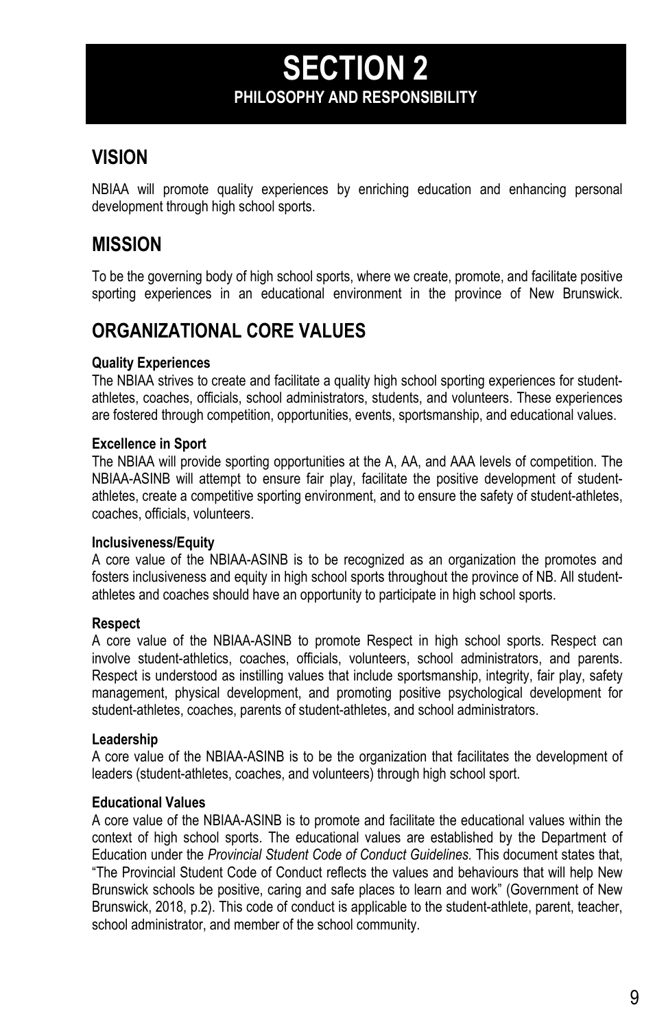# SECTION 2

**PHILOSOPHY AND RESPONSIBILITY**

## VISION

NBIAA will promote quality experiences by enriching education and enhancing personal development through high school sports.

## MISSION

To be the governing body of high school sports, where we create, promote, and facilitate positive sporting experiences in an educational environment in the province of New Brunswick.

## ORGANIZATIONAL CORE VALUES

**Quality Experiences**

The NBIAA strives to create and facilitate a quality high school sporting experiences for student-athletes, coaches, officials, school administrators, students, and volunteers. These experiences are fostered through competition, opportunities, events, sportsmanship, and educational values.

**Excellence in Sport**

The NBIAA will provide sporting opportunities at the A, AA, and AAA levels of competition. The NBIAA-ASINB will attempt to ensure fair play, facilitate the positive development of student-athletes, create a competitive sporting environment, and to ensure the safety of student-athletes, coaches, officials, volunteers.

**Inclusiveness/Equity**

A core value of the NBIAA-ASINB is to be recognized as an organization the promotes and fosters inclusiveness and equity in high school sports throughout the province of NB. All student-athletes and coaches should have an opportunity to participate in high school sports.

**Respect**

A core value of the NBIAA-ASINB to promote Respect in high school sports. Respect can involve student-athletics, coaches, officials, volunteers, school administrators, and parents. Respect is understood as instilling values that include sportsmanship, integrity, fair play, safety management, physical development, and promoting positive psychological development for student-athletes, coaches, parents of student-athletes, and school administrators.

**Leadership**

A core value of the NBIAA-ASINB is to be the organization that facilitates the development of leaders (student-athletes, coaches, and volunteers) through high school sport.

**Educational Values**

A core value of the NBIAA-ASINB is to promote and facilitate the educational values within the context of high school sports. The educational values are established by the Department of Education under the *Provincial Student Code of Conduct Guidelines.* This document states that, "The Provincial Student Code of Conduct reflects the values and behaviours that will help New Brunswick schools be positive, caring and safe places to learn and work" (Government of New Brunswick, 2018, p.2). This code of conduct is applicable to the student-athlete, parent, teacher, school administrator, and member of the school community.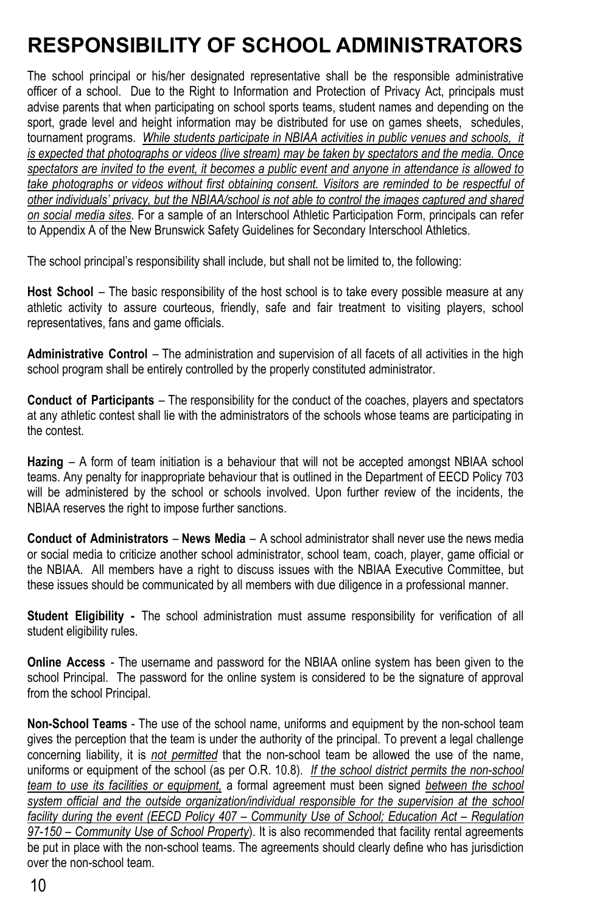# RESPONSIBILITY OF SCHOOL ADMINISTRATORS

The school principal or his/her designated representative shall be the responsible administrative officer of a school. Due to the Right to Information and Protection of Privacy Act, principals must advise parents that when participating on school sports teams, student names and depending on the sport, grade level and height information may be distributed for use on games sheets, schedules, tournament programs. *While students participate in NBIAA activities in public venues and schools, it is expected that photographs or videos (live stream) may be taken by spectators and the media. Once spectators are invited to the event, it becomes a public event and anyone in attendance is allowed to take photographs or videos without first obtaining consent. Visitors are reminded to be respectful of other individuals' privacy, but the NBIAA/school is not able to control the images captured and shared on social media sites*. For a sample of an Interschool Athletic Participation Form, principals can refer to Appendix A of the New Brunswick Safety Guidelines for Secondary Interschool Athletics.

The school principal's responsibility shall include, but shall not be limited to, the following:

**Host School** – The basic responsibility of the host school is to take every possible measure at any athletic activity to assure courteous, friendly, safe and fair treatment to visiting players, school representatives, fans and game officials.

**Administrative Control** – The administration and supervision of all facets of all activities in the high school program shall be entirely controlled by the properly constituted administrator.

**Conduct of Participants** – The responsibility for the conduct of the coaches, players and spectators at any athletic contest shall lie with the administrators of the schools whose teams are participating in the contest.

**Hazing** – A form of team initiation is a behaviour that will not be accepted amongst NBIAA school teams. Any penalty for inappropriate behaviour that is outlined in the Department of EECD Policy 703 will be administered by the school or schools involved. Upon further review of the incidents, the NBIAA reserves the right to impose further sanctions.

**Conduct of Administrators** – **News Media** – A school administrator shall never use the news media or social media to criticize another school administrator, school team, coach, player, game official or the NBIAA. All members have a right to discuss issues with the NBIAA Executive Committee, but these issues should be communicated by all members with due diligence in a professional manner.

**Student Eligibility -** The school administration must assume responsibility for verification of all student eligibility rules.

**Online Access** - The username and password for the NBIAA online system has been given to the school Principal. The password for the online system is considered to be the signature of approval from the school Principal.

**Non-School Teams** - The use of the school name, uniforms and equipment by the non-school team gives the perception that the team is under the authority of the principal. To prevent a legal challenge concerning liability, it is *not permitted* that the non-school team be allowed the use of the name, uniforms or equipment of the school (as per O.R. 10.8). *If the school district permits the non-school team to use its facilities or equipment,* a formal agreement must been signed *between the school system official and the outside organization/individual responsible for the supervision at the school facility during the event (EECD Policy 407 – Community Use of School; Education Act – Regulation 97-150 – Community Use of School Property*). It is also recommended that facility rental agreements be put in place with the non-school teams. The agreements should clearly define who has jurisdiction over the non-school team.